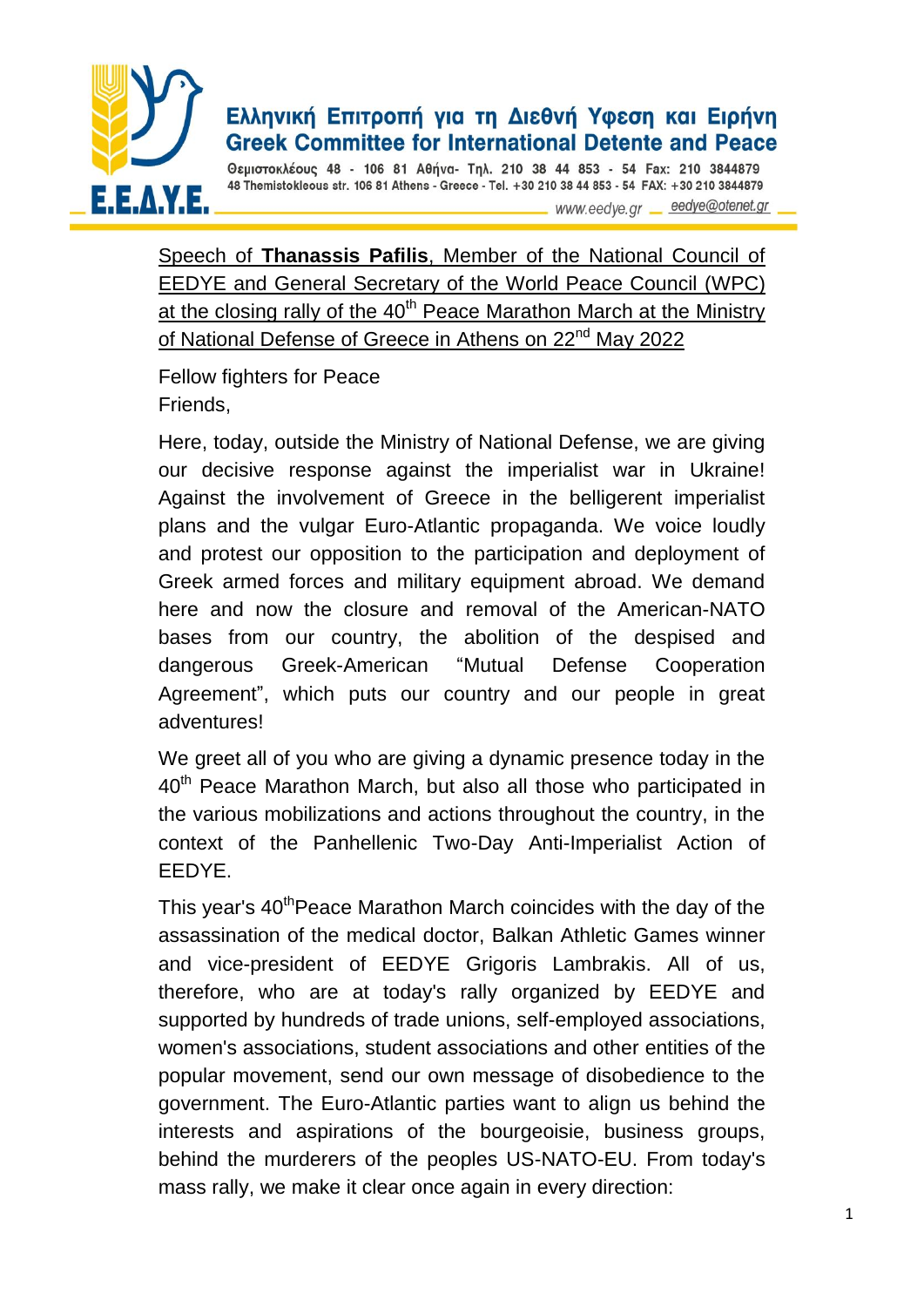Ελληνική Επιτροπή για τη Διεθνή Υφεση και Ειρήνη
Greek Committee for International Detente and Peace

Θεμιστοκλέους 48 - 106 81 Αθήνα- Τηλ. 210 38 44 853 - 54 Fax: 210 3844879
48 Themistokleous str. 106 81 Athens - Greece - Tel. +30 210 38 44 853 - 54 FAX: +30 210 3844879
www.eedye.gr eedye@otenet.gr

E.E.Δ.Y.E.

Speech of **Thanassis Pafilis**, Member of the National Council of EEDYE and General Secretary of the World Peace Council (WPC) at the closing rally of the 40th Peace Marathon March at the Ministry of National Defense of Greece in Athens on 22nd May 2022

Fellow fighters for Peace
Friends,

Here, today, outside the Ministry of National Defense, we are giving our decisive response against the imperialist war in Ukraine! Against the involvement of Greece in the belligerent imperialist plans and the vulgar Euro-Atlantic propaganda. We voice loudly and protest our opposition to the participation and deployment of Greek armed forces and military equipment abroad. We demand here and now the closure and removal of the American-NATO bases from our country, the abolition of the despised and dangerous Greek-American "Mutual Defense Cooperation Agreement", which puts our country and our people in great adventures!

We greet all of you who are giving a dynamic presence today in the 40th Peace Marathon March, but also all those who participated in the various mobilizations and actions throughout the country, in the context of the Panhellenic Two-Day Anti-Imperialist Action of EEDYE.

This year's 40th Peace Marathon March coincides with the day of the assassination of the medical doctor, Balkan Athletic Games winner and vice-president of EEDYE Grigoris Lambrakis. All of us, therefore, who are at today's rally organized by EEDYE and supported by hundreds of trade unions, self-employed associations, women's associations, student associations and other entities of the popular movement, send our own message of disobedience to the government. The Euro-Atlantic parties want to align us behind the interests and aspirations of the bourgeoisie, business groups, behind the murderers of the peoples US-NATO-EU. From today's mass rally, we make it clear once again in every direction: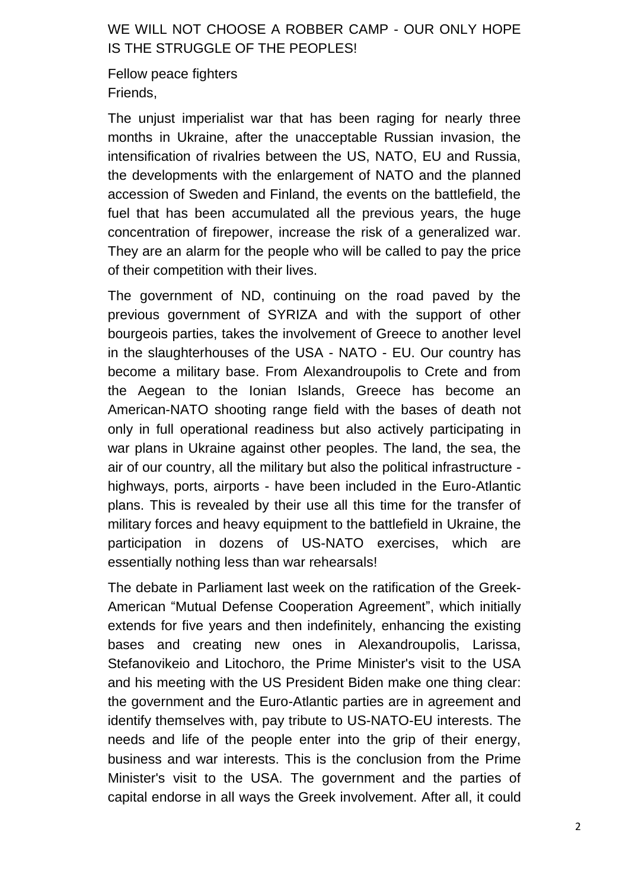WE WILL NOT CHOOSE A ROBBER CAMP - OUR ONLY HOPE IS THE STRUGGLE OF THE PEOPLES!

Fellow peace fighters
Friends,

The unjust imperialist war that has been raging for nearly three months in Ukraine, after the unacceptable Russian invasion, the intensification of rivalries between the US, NATO, EU and Russia, the developments with the enlargement of NATO and the planned accession of Sweden and Finland, the events on the battlefield, the fuel that has been accumulated all the previous years, the huge concentration of firepower, increase the risk of a generalized war. They are an alarm for the people who will be called to pay the price of their competition with their lives.

The government of ND, continuing on the road paved by the previous government of SYRIZA and with the support of other bourgeois parties, takes the involvement of Greece to another level in the slaughterhouses of the USA - NATO - EU. Our country has become a military base. From Alexandroupolis to Crete and from the Aegean to the Ionian Islands, Greece has become an American-NATO shooting range field with the bases of death not only in full operational readiness but also actively participating in war plans in Ukraine against other peoples. The land, the sea, the air of our country, all the military but also the political infrastructure - highways, ports, airports - have been included in the Euro-Atlantic plans. This is revealed by their use all this time for the transfer of military forces and heavy equipment to the battlefield in Ukraine, the participation in dozens of US-NATO exercises, which are essentially nothing less than war rehearsals!

The debate in Parliament last week on the ratification of the Greek-American "Mutual Defense Cooperation Agreement", which initially extends for five years and then indefinitely, enhancing the existing bases and creating new ones in Alexandroupolis, Larissa, Stefanovikeio and Litochoro, the Prime Minister's visit to the USA and his meeting with the US President Biden make one thing clear: the government and the Euro-Atlantic parties are in agreement and identify themselves with, pay tribute to US-NATO-EU interests. The needs and life of the people enter into the grip of their energy, business and war interests. This is the conclusion from the Prime Minister's visit to the USA. The government and the parties of capital endorse in all ways the Greek involvement. After all, it could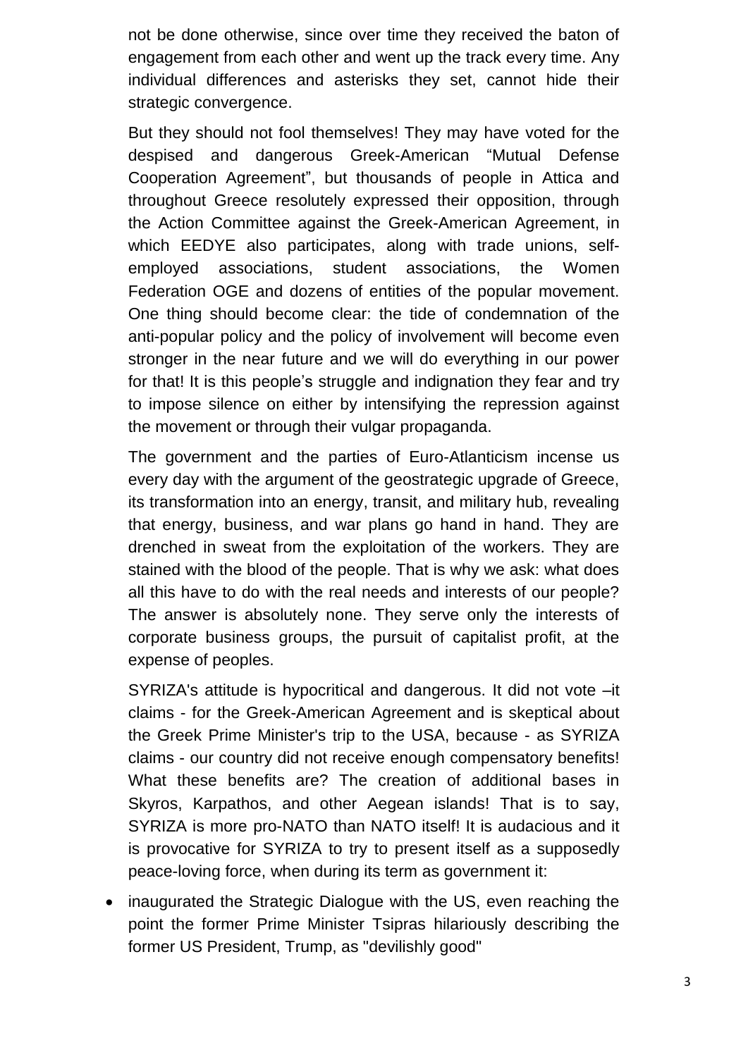not be done otherwise, since over time they received the baton of engagement from each other and went up the track every time. Any individual differences and asterisks they set, cannot hide their strategic convergence.

But they should not fool themselves! They may have voted for the despised and dangerous Greek-American "Mutual Defense Cooperation Agreement", but thousands of people in Attica and throughout Greece resolutely expressed their opposition, through the Action Committee against the Greek-American Agreement, in which EEDYE also participates, along with trade unions, self-employed associations, student associations, the Women Federation OGE and dozens of entities of the popular movement. One thing should become clear: the tide of condemnation of the anti-popular policy and the policy of involvement will become even stronger in the near future and we will do everything in our power for that! It is this people's struggle and indignation they fear and try to impose silence on either by intensifying the repression against the movement or through their vulgar propaganda.

The government and the parties of Euro-Atlanticism incense us every day with the argument of the geostrategic upgrade of Greece, its transformation into an energy, transit, and military hub, revealing that energy, business, and war plans go hand in hand. They are drenched in sweat from the exploitation of the workers. They are stained with the blood of the people. That is why we ask: what does all this have to do with the real needs and interests of our people? The answer is absolutely none. They serve only the interests of corporate business groups, the pursuit of capitalist profit, at the expense of peoples.

SYRIZA's attitude is hypocritical and dangerous. It did not vote –it claims - for the Greek-American Agreement and is skeptical about the Greek Prime Minister's trip to the USA, because - as SYRIZA claims - our country did not receive enough compensatory benefits! What these benefits are? The creation of additional bases in Skyros, Karpathos, and other Aegean islands! That is to say, SYRIZA is more pro-NATO than NATO itself! It is audacious and it is provocative for SYRIZA to try to present itself as a supposedly peace-loving force, when during its term as government it:

- inaugurated the Strategic Dialogue with the US, even reaching the point the former Prime Minister Tsipras hilariously describing the former US President, Trump, as "devilishly good"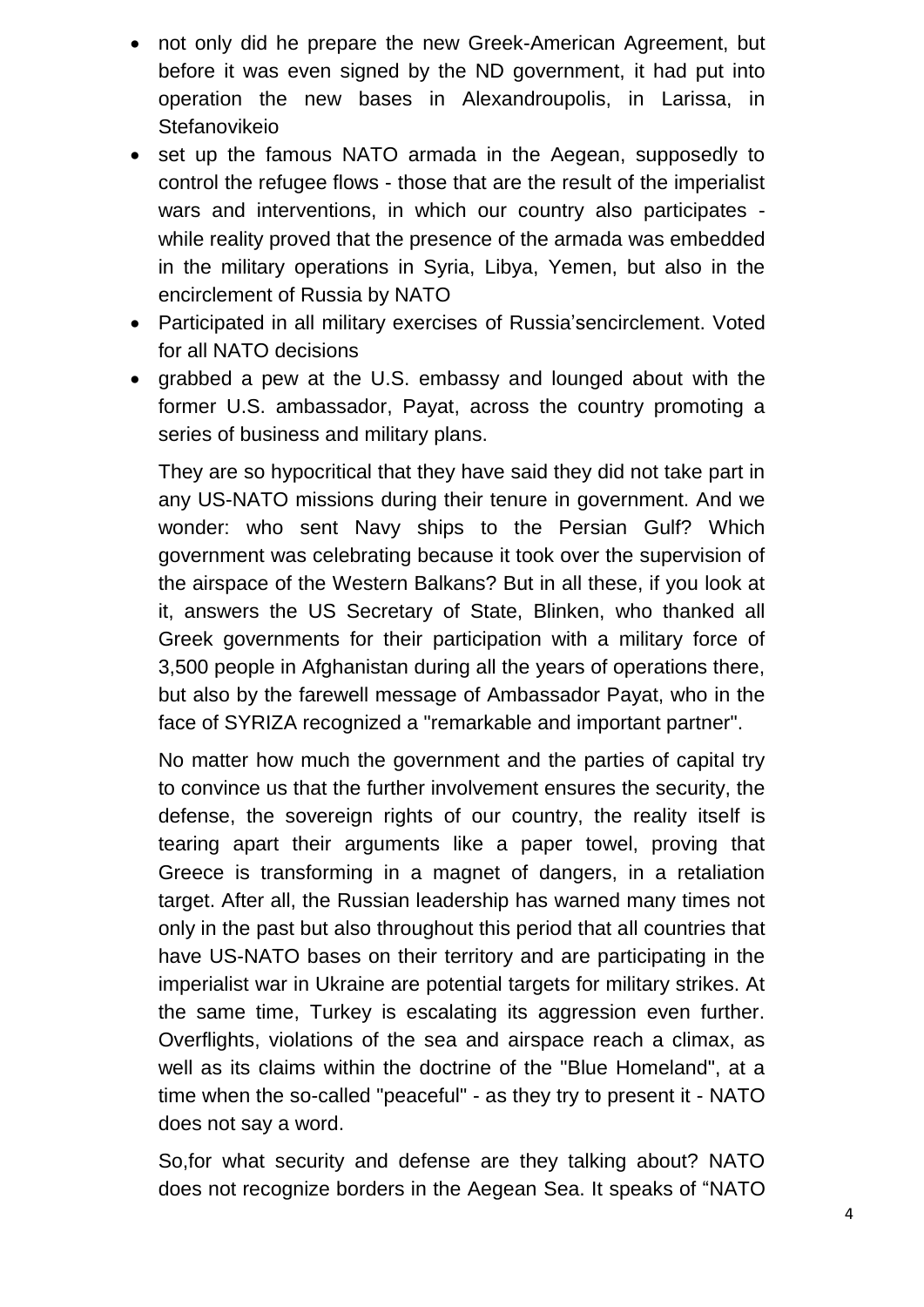- not only did he prepare the new Greek-American Agreement, but before it was even signed by the ND government, it had put into operation the new bases in Alexandroupolis, in Larissa, in Stefanovikeio
- set up the famous NATO armada in the Aegean, supposedly to control the refugee flows - those that are the result of the imperialist wars and interventions, in which our country also participates - while reality proved that the presence of the armada was embedded in the military operations in Syria, Libya, Yemen, but also in the encirclement of Russia by NATO
- Participated in all military exercises of Russia'sencirclement. Voted for all NATO decisions
- grabbed a pew at the U.S. embassy and lounged about with the former U.S. ambassador, Payat, across the country promoting a series of business and military plans.

They are so hypocritical that they have said they did not take part in any US-NATO missions during their tenure in government. And we wonder: who sent Navy ships to the Persian Gulf? Which government was celebrating because it took over the supervision of the airspace of the Western Balkans? But in all these, if you look at it, answers the US Secretary of State, Blinken, who thanked all Greek governments for their participation with a military force of 3,500 people in Afghanistan during all the years of operations there, but also by the farewell message of Ambassador Payat, who in the face of SYRIZA recognized a "remarkable and important partner".

No matter how much the government and the parties of capital try to convince us that the further involvement ensures the security, the defense, the sovereign rights of our country, the reality itself is tearing apart their arguments like a paper towel, proving that Greece is transforming in a magnet of dangers, in a retaliation target. After all, the Russian leadership has warned many times not only in the past but also throughout this period that all countries that have US-NATO bases on their territory and are participating in the imperialist war in Ukraine are potential targets for military strikes. At the same time, Turkey is escalating its aggression even further. Overflights, violations of the sea and airspace reach a climax, as well as its claims within the doctrine of the "Blue Homeland", at a time when the so-called "peaceful" - as they try to present it - NATO does not say a word.

So,for what security and defense are they talking about? NATO does not recognize borders in the Aegean Sea. It speaks of "NATO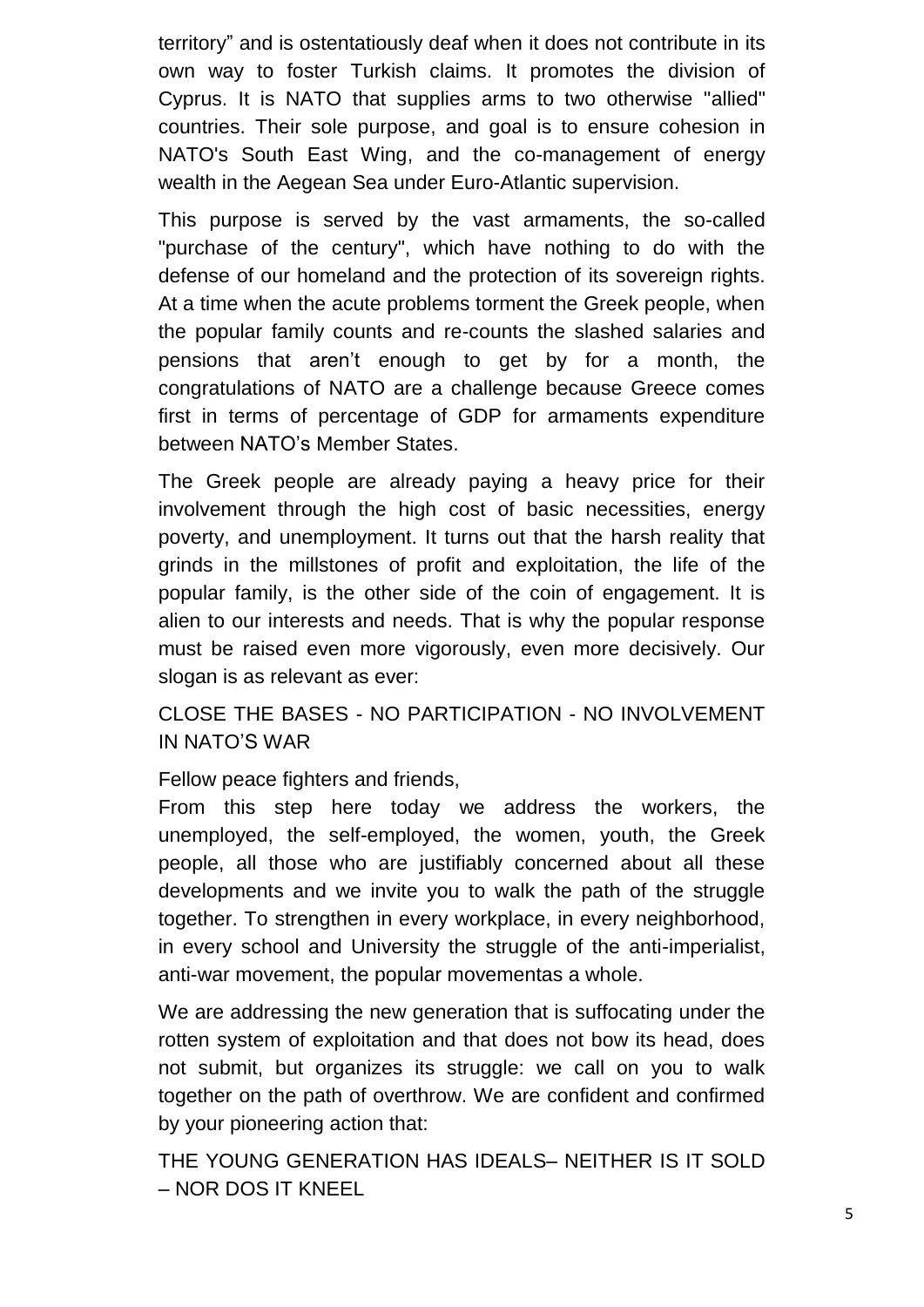territory" and is ostentatiously deaf when it does not contribute in its own way to foster Turkish claims. It promotes the division of Cyprus. It is NATO that supplies arms to two otherwise "allied" countries. Their sole purpose, and goal is to ensure cohesion in NATO's South East Wing, and the co-management of energy wealth in the Aegean Sea under Euro-Atlantic supervision.

This purpose is served by the vast armaments, the so-called "purchase of the century", which have nothing to do with the defense of our homeland and the protection of its sovereign rights. At a time when the acute problems torment the Greek people, when the popular family counts and re-counts the slashed salaries and pensions that aren't enough to get by for a month, the congratulations of NATO are a challenge because Greece comes first in terms of percentage of GDP for armaments expenditure between NATO's Member States.

The Greek people are already paying a heavy price for their involvement through the high cost of basic necessities, energy poverty, and unemployment. It turns out that the harsh reality that grinds in the millstones of profit and exploitation, the life of the popular family, is the other side of the coin of engagement. It is alien to our interests and needs. That is why the popular response must be raised even more vigorously, even more decisively. Our slogan is as relevant as ever:

CLOSE THE BASES - NO PARTICIPATION - NO INVOLVEMENT IN NATO'S WAR

Fellow peace fighters and friends,
From this step here today we address the workers, the unemployed, the self-employed, the women, youth, the Greek people, all those who are justifiably concerned about all these developments and we invite you to walk the path of the struggle together. To strengthen in every workplace, in every neighborhood, in every school and University the struggle of the anti-imperialist, anti-war movement, the popular movementas a whole.

We are addressing the new generation that is suffocating under the rotten system of exploitation and that does not bow its head, does not submit, but organizes its struggle: we call on you to walk together on the path of overthrow. We are confident and confirmed by your pioneering action that:

THE YOUNG GENERATION HAS IDEALS– NEITHER IS IT SOLD – NOR DOS IT KNEEL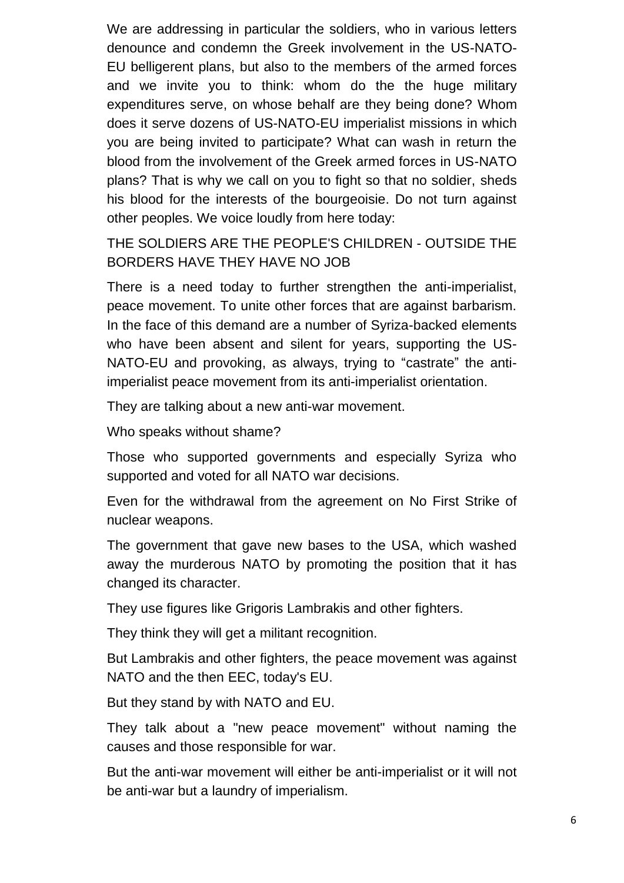We are addressing in particular the soldiers, who in various letters denounce and condemn the Greek involvement in the US-NATO-EU belligerent plans, but also to the members of the armed forces and we invite you to think: whom do the the huge military expenditures serve, on whose behalf are they being done? Whom does it serve dozens of US-NATO-EU imperialist missions in which you are being invited to participate? What can wash in return the blood from the involvement of the Greek armed forces in US-NATO plans? That is why we call on you to fight so that no soldier, sheds his blood for the interests of the bourgeoisie. Do not turn against other peoples. We voice loudly from here today:

THE SOLDIERS ARE THE PEOPLE'S CHILDREN - OUTSIDE THE BORDERS HAVE THEY HAVE NO JOB

There is a need today to further strengthen the anti-imperialist, peace movement. To unite other forces that are against barbarism. In the face of this demand are a number of Syriza-backed elements who have been absent and silent for years, supporting the US-NATO-EU and provoking, as always, trying to “castrate” the anti-imperialist peace movement from its anti-imperialist orientation.

They are talking about a new anti-war movement.

Who speaks without shame?

Those who supported governments and especially Syriza who supported and voted for all NATO war decisions.

Even for the withdrawal from the agreement on No First Strike of nuclear weapons.

The government that gave new bases to the USA, which washed away the murderous NATO by promoting the position that it has changed its character.

They use figures like Grigoris Lambrakis and other fighters.

They think they will get a militant recognition.

But Lambrakis and other fighters, the peace movement was against NATO and the then EEC, today's EU.

But they stand by with NATO and EU.

They talk about a "new peace movement" without naming the causes and those responsible for war.

But the anti-war movement will either be anti-imperialist or it will not be anti-war but a laundry of imperialism.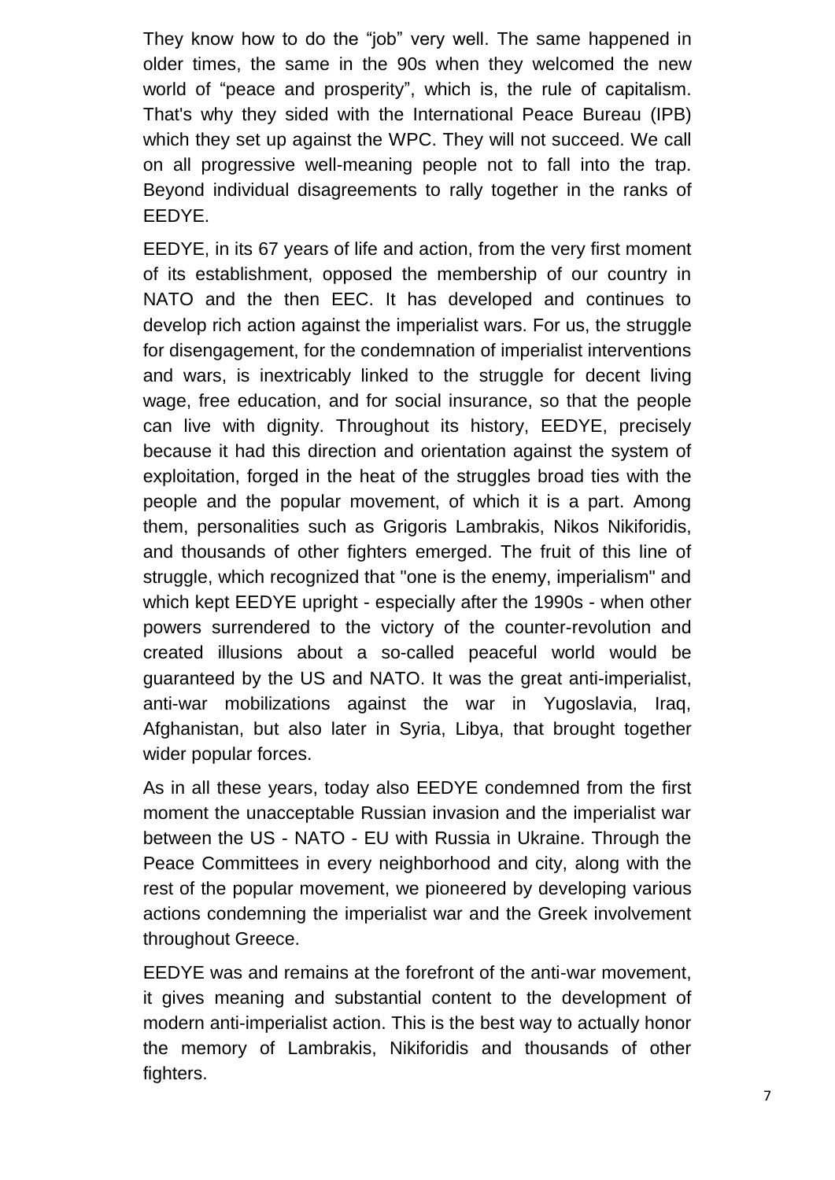They know how to do the "job" very well. The same happened in older times, the same in the 90s when they welcomed the new world of "peace and prosperity", which is, the rule of capitalism. That's why they sided with the International Peace Bureau (IPB) which they set up against the WPC. They will not succeed. We call on all progressive well-meaning people not to fall into the trap. Beyond individual disagreements to rally together in the ranks of EEDYE.

EEDYE, in its 67 years of life and action, from the very first moment of its establishment, opposed the membership of our country in NATO and the then EEC. It has developed and continues to develop rich action against the imperialist wars. For us, the struggle for disengagement, for the condemnation of imperialist interventions and wars, is inextricably linked to the struggle for decent living wage, free education, and for social insurance, so that the people can live with dignity. Throughout its history, EEDYE, precisely because it had this direction and orientation against the system of exploitation, forged in the heat of the struggles broad ties with the people and the popular movement, of which it is a part. Among them, personalities such as Grigoris Lambrakis, Nikos Nikiforidis, and thousands of other fighters emerged. The fruit of this line of struggle, which recognized that "one is the enemy, imperialism" and which kept EEDYE upright - especially after the 1990s - when other powers surrendered to the victory of the counter-revolution and created illusions about a so-called peaceful world would be guaranteed by the US and NATO. It was the great anti-imperialist, anti-war mobilizations against the war in Yugoslavia, Iraq, Afghanistan, but also later in Syria, Libya, that brought together wider popular forces.

As in all these years, today also EEDYE condemned from the first moment the unacceptable Russian invasion and the imperialist war between the US - NATO - EU with Russia in Ukraine. Through the Peace Committees in every neighborhood and city, along with the rest of the popular movement, we pioneered by developing various actions condemning the imperialist war and the Greek involvement throughout Greece.

EEDYE was and remains at the forefront of the anti-war movement, it gives meaning and substantial content to the development of modern anti-imperialist action. This is the best way to actually honor the memory of Lambrakis, Nikiforidis and thousands of other fighters.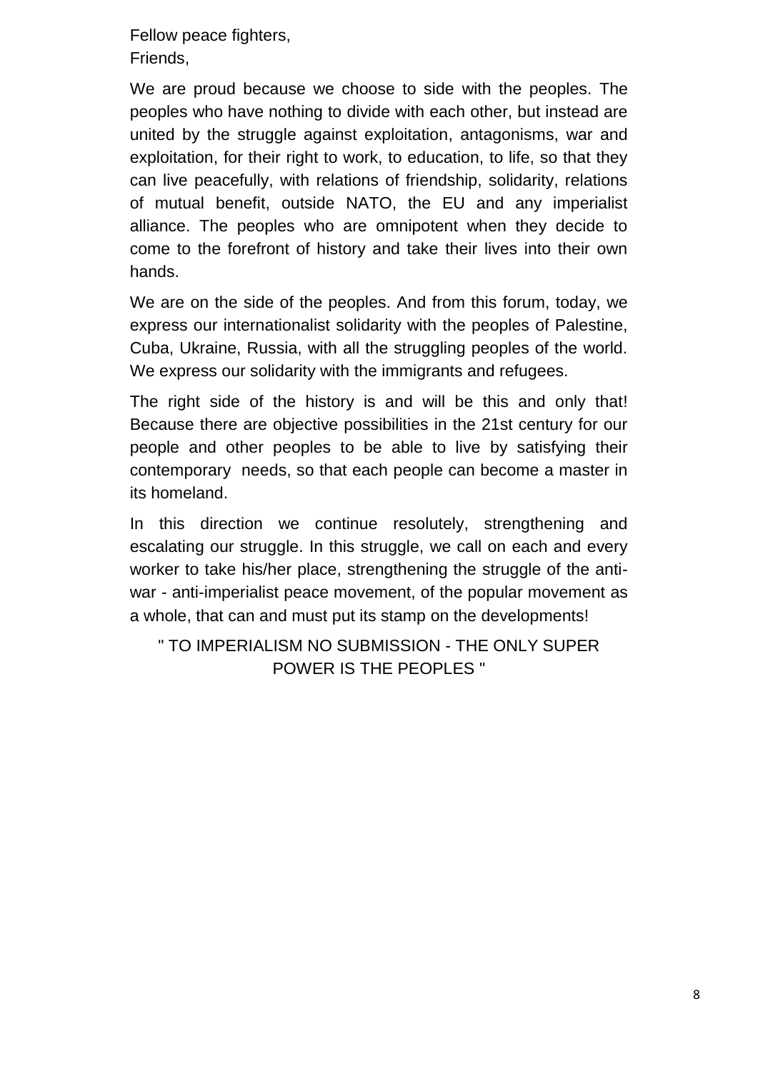Fellow peace fighters,
Friends,

We are proud because we choose to side with the peoples. The peoples who have nothing to divide with each other, but instead are united by the struggle against exploitation, antagonisms, war and exploitation, for their right to work, to education, to life, so that they can live peacefully, with relations of friendship, solidarity, relations of mutual benefit, outside NATO, the EU and any imperialist alliance. The peoples who are omnipotent when they decide to come to the forefront of history and take their lives into their own hands.

We are on the side of the peoples. And from this forum, today, we express our internationalist solidarity with the peoples of Palestine, Cuba, Ukraine, Russia, with all the struggling peoples of the world. We express our solidarity with the immigrants and refugees.

The right side of the history is and will be this and only that! Because there are objective possibilities in the 21st century for our people and other peoples to be able to live by satisfying their contemporary needs, so that each people can become a master in its homeland.

In this direction we continue resolutely, strengthening and escalating our struggle. In this struggle, we call on each and every worker to take his/her place, strengthening the struggle of the anti-war - anti-imperialist peace movement, of the popular movement as a whole, that can and must put its stamp on the developments!

" TO IMPERIALISM NO SUBMISSION - THE ONLY SUPER POWER IS THE PEOPLES "